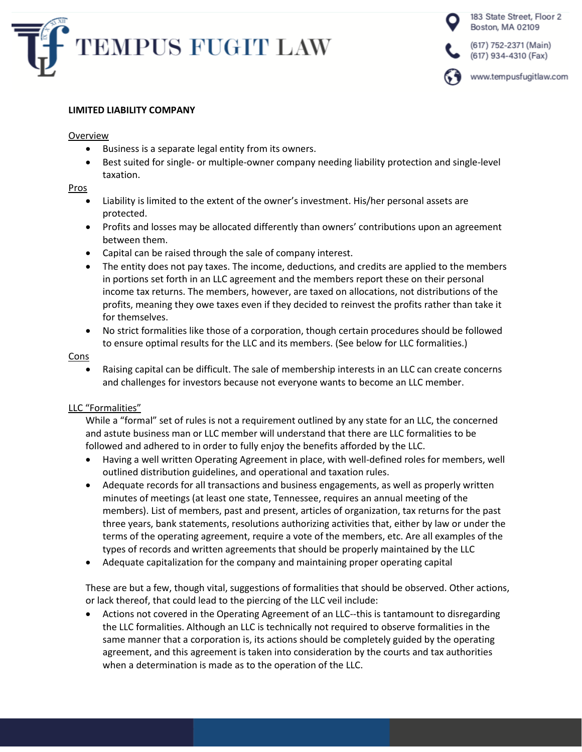**LIMITED LIABILITY COMPANY**

Overview

- Business is a separate legal entity from its owners.
- Best suited for single- or multiple-owner company needing liability protection and single-level taxation.

Pros

- Liability is limited to the extent of the owner's investment. His/her personal assets are protected.
- Profits and losses may be allocated differently than owners' contributions upon an agreement between them.
- Capital can be raised through the sale of company interest.
- The entity does not pay taxes. The income, deductions, and credits are applied to the members in portions set forth in an LLC agreement and the members report these on their personal income tax returns. The members, however, are taxed on allocations, not distributions of the profits, meaning they owe taxes even if they decided to reinvest the profits rather than take it for themselves.
- No strict formalities like those of a corporation, though certain procedures should be followed to ensure optimal results for the LLC and its members. (See below for LLC formalities.)

Cons

- Raising capital can be difficult. The sale of membership interests in an LLC can create concerns and challenges for investors because not everyone wants to become an LLC member.

LLC "Formalities"

While a "formal" set of rules is not a requirement outlined by any state for an LLC, the concerned and astute business man or LLC member will understand that there are LLC formalities to be followed and adhered to in order to fully enjoy the benefits afforded by the LLC.

- Having a well written Operating Agreement in place, with well-defined roles for members, well outlined distribution guidelines, and operational and taxation rules.
- Adequate records for all transactions and business engagements, as well as properly written minutes of meetings (at least one state, Tennessee, requires an annual meeting of the members). List of members, past and present, articles of organization, tax returns for the past three years, bank statements, resolutions authorizing activities that, either by law or under the terms of the operating agreement, require a vote of the members, etc. Are all examples of the types of records and written agreements that should be properly maintained by the LLC
- Adequate capitalization for the company and maintaining proper operating capital

These are but a few, though vital, suggestions of formalities that should be observed. Other actions, or lack thereof, that could lead to the piercing of the LLC veil include:

- Actions not covered in the Operating Agreement of an LLC--this is tantamount to disregarding the LLC formalities. Although an LLC is technically not required to observe formalities in the same manner that a corporation is, its actions should be completely guided by the operating agreement, and this agreement is taken into consideration by the courts and tax authorities when a determination is made as to the operation of the LLC.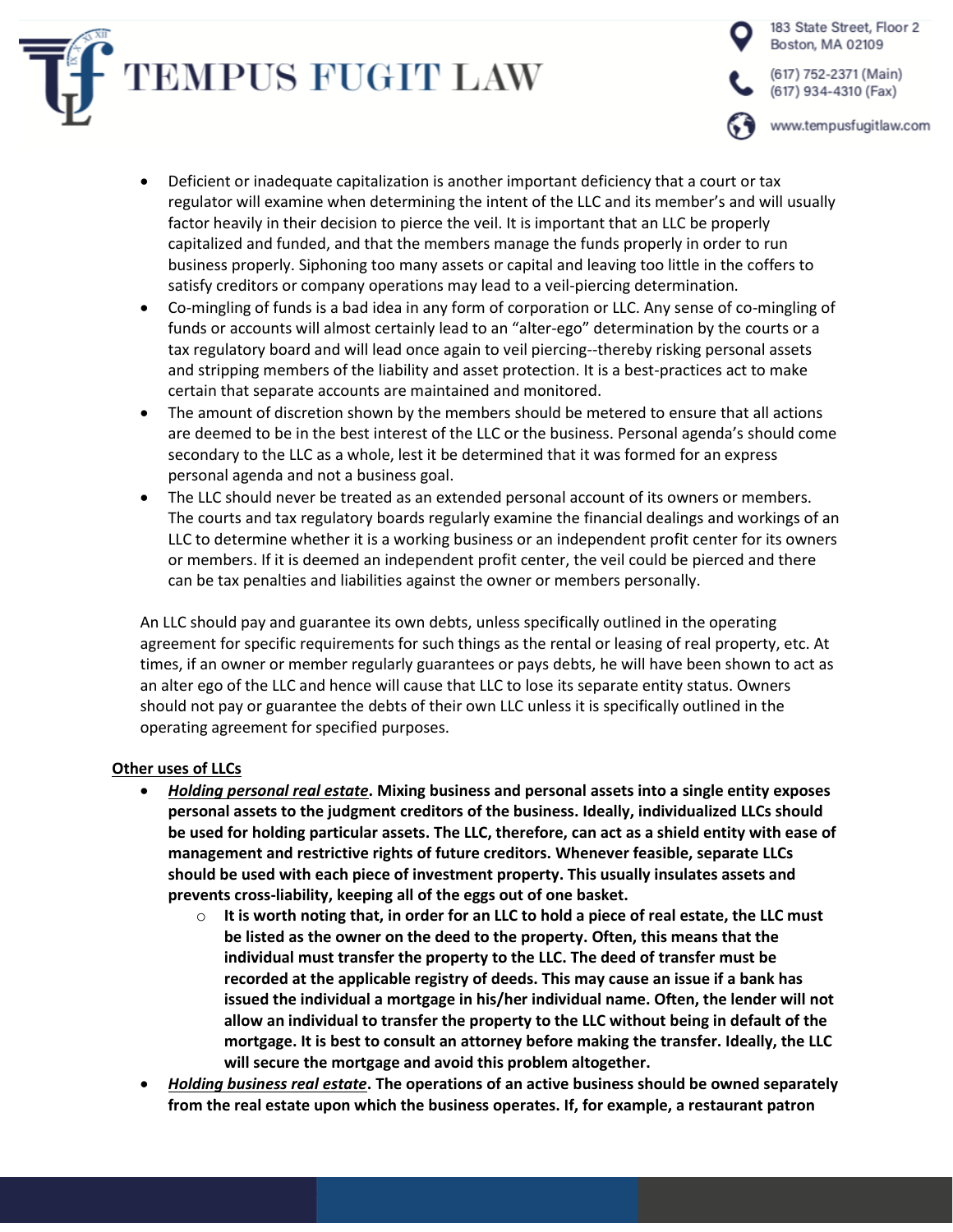- Deficient or inadequate capitalization is another important deficiency that a court or tax regulator will examine when determining the intent of the LLC and its member's and will usually factor heavily in their decision to pierce the veil. It is important that an LLC be properly capitalized and funded, and that the members manage the funds properly in order to run business properly. Siphoning too many assets or capital and leaving too little in the coffers to satisfy creditors or company operations may lead to a veil-piercing determination.
- Co-mingling of funds is a bad idea in any form of corporation or LLC. Any sense of co-mingling of funds or accounts will almost certainly lead to an "alter-ego" determination by the courts or a tax regulatory board and will lead once again to veil piercing--thereby risking personal assets and stripping members of the liability and asset protection. It is a best-practices act to make certain that separate accounts are maintained and monitored.
- The amount of discretion shown by the members should be metered to ensure that all actions are deemed to be in the best interest of the LLC or the business. Personal agenda's should come secondary to the LLC as a whole, lest it be determined that it was formed for an express personal agenda and not a business goal.
- The LLC should never be treated as an extended personal account of its owners or members. The courts and tax regulatory boards regularly examine the financial dealings and workings of an LLC to determine whether it is a working business or an independent profit center for its owners or members. If it is deemed an independent profit center, the veil could be pierced and there can be tax penalties and liabilities against the owner or members personally.

An LLC should pay and guarantee its own debts, unless specifically outlined in the operating agreement for specific requirements for such things as the rental or leasing of real property, etc. At times, if an owner or member regularly guarantees or pays debts, he will have been shown to act as an alter ego of the LLC and hence will cause that LLC to lose its separate entity status. Owners should not pay or guarantee the debts of their own LLC unless it is specifically outlined in the operating agreement for specified purposes.

<u>**Other uses of LLCs**</u>

- ***<u>Holding personal real estate</u>*. Mixing business and personal assets into a single entity exposes personal assets to the judgment creditors of the business. Ideally, individualized LLCs should be used for holding particular assets. The LLC, therefore, can act as a shield entity with ease of management and restrictive rights of future creditors. Whenever feasible, separate LLCs should be used with each piece of investment property. This usually insulates assets and prevents cross-liability, keeping all of the eggs out of one basket.**
  - **It is worth noting that, in order for an LLC to hold a piece of real estate, the LLC must be listed as the owner on the deed to the property. Often, this means that the individual must transfer the property to the LLC. The deed of transfer must be recorded at the applicable registry of deeds. This may cause an issue if a bank has issued the individual a mortgage in his/her individual name. Often, the lender will not allow an individual to transfer the property to the LLC without being in default of the mortgage. It is best to consult an attorney before making the transfer. Ideally, the LLC will secure the mortgage and avoid this problem altogether.**
- ***<u>Holding business real estate</u>*. The operations of an active business should be owned separately from the real estate upon which the business operates. If, for example, a restaurant patron**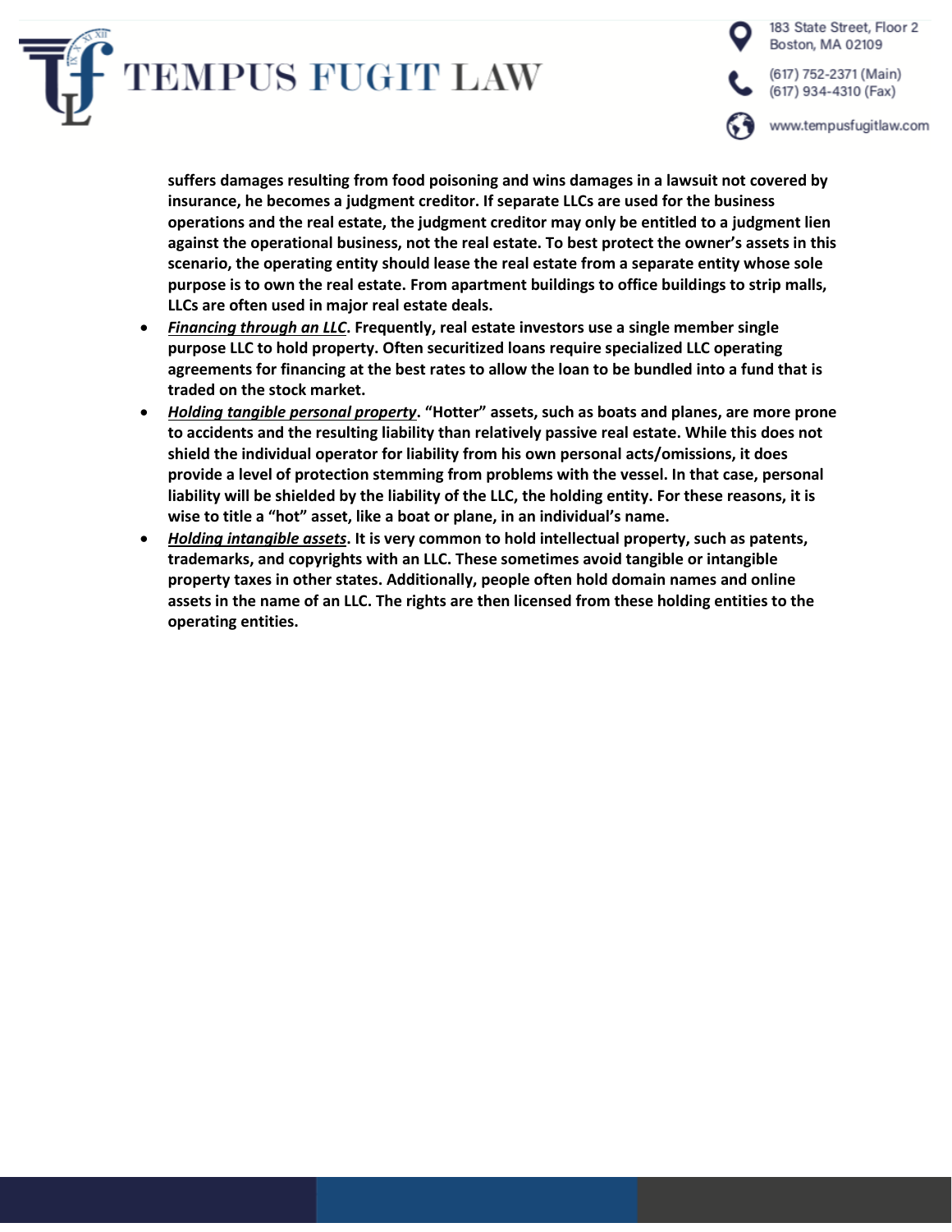**suffers damages resulting from food poisoning and wins damages in a lawsuit not covered by insurance, he becomes a judgment creditor. If separate LLCs are used for the business operations and the real estate, the judgment creditor may only be entitled to a judgment lien against the operational business, not the real estate. To best protect the owner's assets in this scenario, the operating entity should lease the real estate from a separate entity whose sole purpose is to own the real estate. From apartment buildings to office buildings to strip malls, LLCs are often used in major real estate deals.**

- ***Financing through an LLC*****. Frequently, real estate investors use a single member single purpose LLC to hold property. Often securitized loans require specialized LLC operating agreements for financing at the best rates to allow the loan to be bundled into a fund that is traded on the stock market.**
- ***Holding tangible personal property*****. "Hotter" assets, such as boats and planes, are more prone to accidents and the resulting liability than relatively passive real estate. While this does not shield the individual operator for liability from his own personal acts/omissions, it does provide a level of protection stemming from problems with the vessel. In that case, personal liability will be shielded by the liability of the LLC, the holding entity. For these reasons, it is wise to title a "hot" asset, like a boat or plane, in an individual's name.**
- ***Holding intangible assets*****. It is very common to hold intellectual property, such as patents, trademarks, and copyrights with an LLC. These sometimes avoid tangible or intangible property taxes in other states. Additionally, people often hold domain names and online assets in the name of an LLC. The rights are then licensed from these holding entities to the operating entities.**